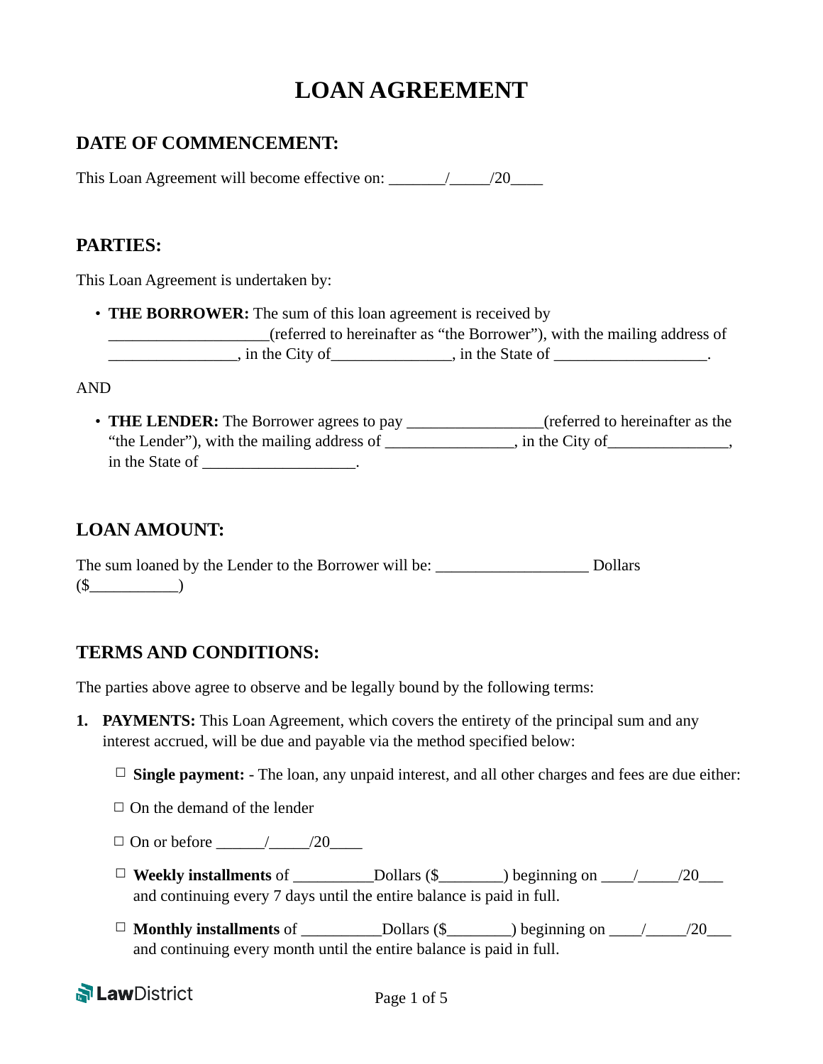# LOAN AGREEMENT

## DATE OF COMMENCEMENT:

This Loan Agreement will become effective on: _______/_____/20____

## PARTIES:

This Loan Agreement is undertaken by:

- **THE BORROWER:** The sum of this loan agreement is received by ____________________(referred to hereinafter as "the Borrower"), with the mailing address of ________________, in the City of_______________, in the State of ___________________.

AND

- **THE LENDER:** The Borrower agrees to pay _________________(referred to hereinafter as the "the Lender"), with the mailing address of ________________, in the City of_______________, in the State of ___________________.

## LOAN AMOUNT:

The sum loaned by the Lender to the Borrower will be: ___________________ Dollars ($___________)

## TERMS AND CONDITIONS:

The parties above agree to observe and be legally bound by the following terms:

1. **PAYMENTS:** This Loan Agreement, which covers the entirety of the principal sum and any interest accrued, will be due and payable via the method specified below:

   ☐ **Single payment:** - The loan, any unpaid interest, and all other charges and fees are due either:

   ☐ On the demand of the lender

   ☐ On or before ______/_____/20____

   ☐ **Weekly installments** of __________Dollars ($________) beginning on ____/_____/20___ and continuing every 7 days until the entire balance is paid in full.

   ☐ **Monthly installments** of __________Dollars ($________) beginning on ____/_____/20___ and continuing every month until the entire balance is paid in full.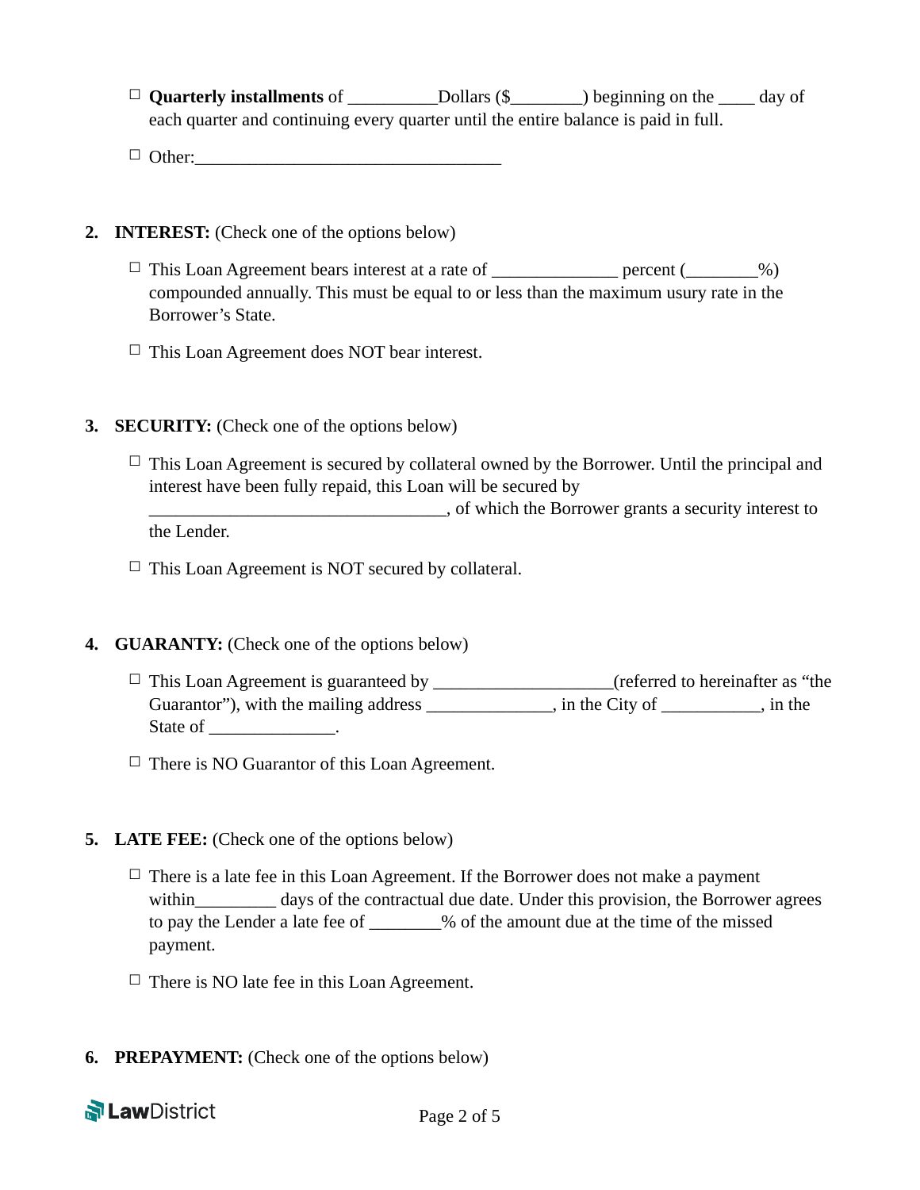☐ **Quarterly installments** of __________Dollars ($________) beginning on the ____ day of each quarter and continuing every quarter until the entire balance is paid in full.

☐ Other:___________________________________

2. **INTEREST:** (Check one of the options below)

   ☐ This Loan Agreement bears interest at a rate of ______________ percent (________%) compounded annually. This must be equal to or less than the maximum usury rate in the Borrower's State.

   ☐ This Loan Agreement does NOT bear interest.

3. **SECURITY:** (Check one of the options below)

   ☐ This Loan Agreement is secured by collateral owned by the Borrower. Until the principal and interest have been fully repaid, this Loan will be secured by __________________________________, of which the Borrower grants a security interest to the Lender.

   ☐ This Loan Agreement is NOT secured by collateral.

4. **GUARANTY:** (Check one of the options below)

   ☐ This Loan Agreement is guaranteed by ___________________(referred to hereinafter as "the Guarantor"), with the mailing address ______________, in the City of ___________, in the State of ______________.

   ☐ There is NO Guarantor of this Loan Agreement.

5. **LATE FEE:** (Check one of the options below)

   ☐ There is a late fee in this Loan Agreement. If the Borrower does not make a payment within_________ days of the contractual due date. Under this provision, the Borrower agrees to pay the Lender a late fee of ________% of the amount due at the time of the missed payment.

   ☐ There is NO late fee in this Loan Agreement.

6. **PREPAYMENT:** (Check one of the options below)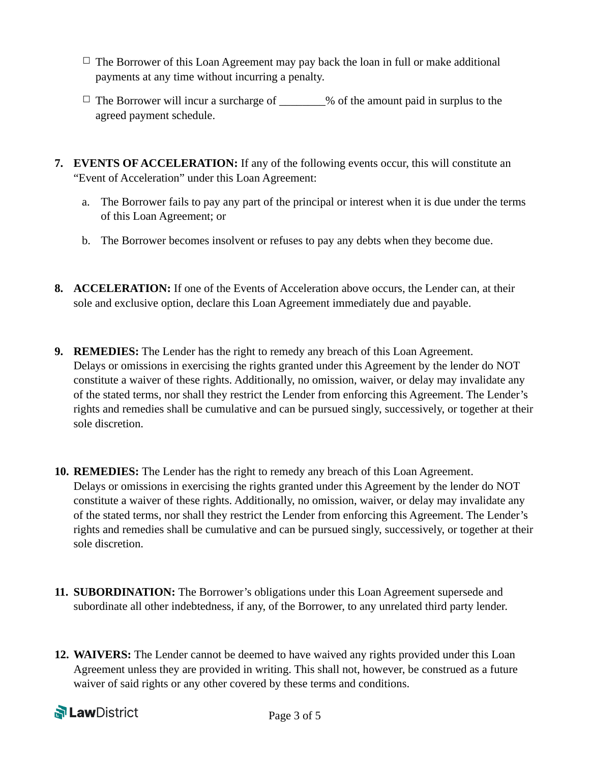- ☐ The Borrower of this Loan Agreement may pay back the loan in full or make additional payments at any time without incurring a penalty.
- ☐ The Borrower will incur a surcharge of ________% of the amount paid in surplus to the agreed payment schedule.

7. **EVENTS OF ACCELERATION:** If any of the following events occur, this will constitute an "Event of Acceleration" under this Loan Agreement:

   a. The Borrower fails to pay any part of the principal or interest when it is due under the terms of this Loan Agreement; or

   b. The Borrower becomes insolvent or refuses to pay any debts when they become due.

8. **ACCELERATION:** If one of the Events of Acceleration above occurs, the Lender can, at their sole and exclusive option, declare this Loan Agreement immediately due and payable.

9. **REMEDIES:** The Lender has the right to remedy any breach of this Loan Agreement. Delays or omissions in exercising the rights granted under this Agreement by the lender do NOT constitute a waiver of these rights. Additionally, no omission, waiver, or delay may invalidate any of the stated terms, nor shall they restrict the Lender from enforcing this Agreement. The Lender's rights and remedies shall be cumulative and can be pursued singly, successively, or together at their sole discretion.

10. **REMEDIES:** The Lender has the right to remedy any breach of this Loan Agreement. Delays or omissions in exercising the rights granted under this Agreement by the lender do NOT constitute a waiver of these rights. Additionally, no omission, waiver, or delay may invalidate any of the stated terms, nor shall they restrict the Lender from enforcing this Agreement. The Lender's rights and remedies shall be cumulative and can be pursued singly, successively, or together at their sole discretion.

11. **SUBORDINATION:** The Borrower's obligations under this Loan Agreement supersede and subordinate all other indebtedness, if any, of the Borrower, to any unrelated third party lender.

12. **WAIVERS:** The Lender cannot be deemed to have waived any rights provided under this Loan Agreement unless they are provided in writing. This shall not, however, be construed as a future waiver of said rights or any other covered by these terms and conditions.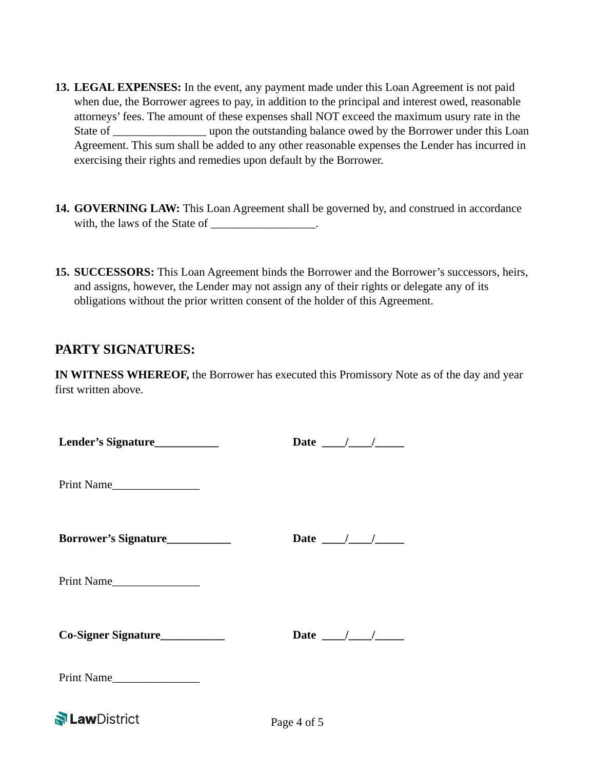13. **LEGAL EXPENSES:** In the event, any payment made under this Loan Agreement is not paid when due, the Borrower agrees to pay, in addition to the principal and interest owed, reasonable attorneys' fees. The amount of these expenses shall NOT exceed the maximum usury rate in the State of ________________ upon the outstanding balance owed by the Borrower under this Loan Agreement. This sum shall be added to any other reasonable expenses the Lender has incurred in exercising their rights and remedies upon default by the Borrower.

14. **GOVERNING LAW:** This Loan Agreement shall be governed by, and construed in accordance with, the laws of the State of __________________.

15. **SUCCESSORS:** This Loan Agreement binds the Borrower and the Borrower's successors, heirs, and assigns, however, the Lender may not assign any of their rights or delegate any of its obligations without the prior written consent of the holder of this Agreement.

## PARTY SIGNATURES:

**IN WITNESS WHEREOF,** the Borrower has executed this Promissory Note as of the day and year first written above.

**Lender's Signature___________** **Date ____/____/_____**

Print Name_______________

**Borrower's Signature___________** **Date ____/____/_____**

Print Name_______________

**Co-Signer Signature___________** **Date ____/____/_____**

Print Name_______________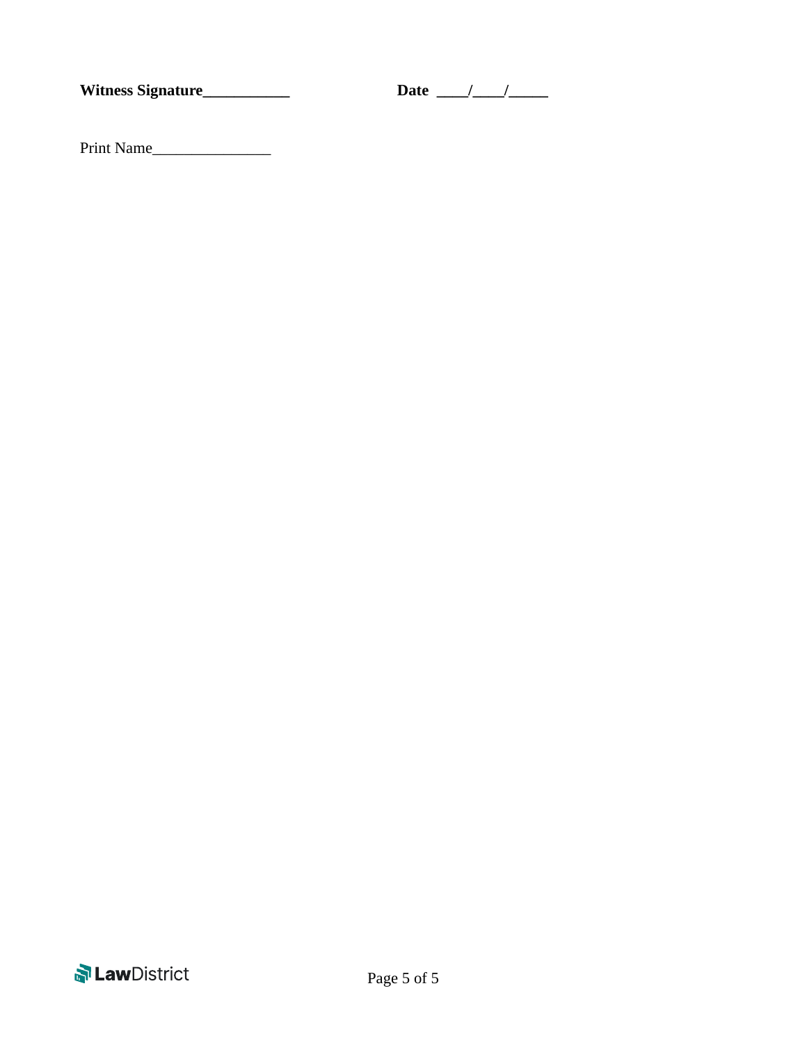**Witness Signature___________** **Date \_\_\_\_/\_\_\_\_/\_\_\_\_\_**

Print Name_______________

**Witness Signature___________** **Date ____/____/_____**

Print Name_______________